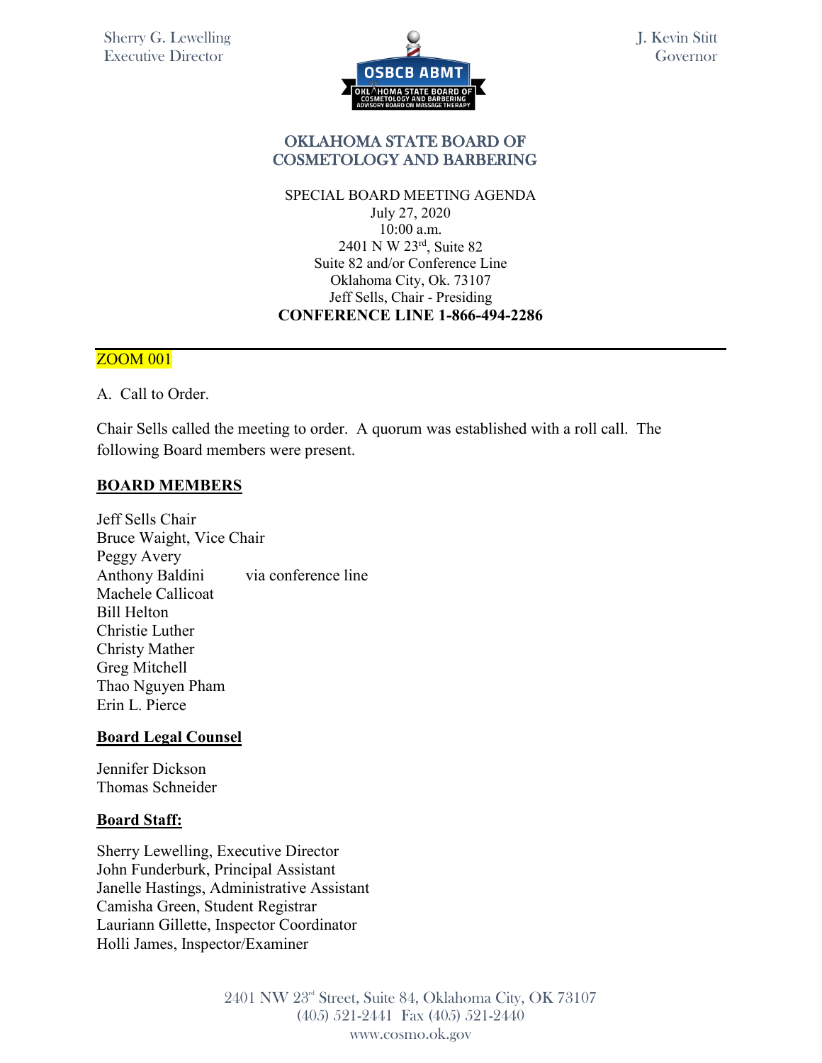Sherry G. Lewelling
Executive Director

J. Kevin Stitt
Governor

# OKLAHOMA STATE BOARD OF COSMETOLOGY AND BARBERING

SPECIAL BOARD MEETING AGENDA
July 27, 2020
10:00 a.m.
2401 N W 23rd, Suite 82
Suite 82 and/or Conference Line
Oklahoma City, Ok. 73107
Jeff Sells, Chair - Presiding
**CONFERENCE LINE 1-866-494-2286**

ZOOM 001

A. Call to Order.

Chair Sells called the meeting to order. A quorum was established with a roll call. The following Board members were present.

**BOARD MEMBERS**

Jeff Sells Chair
Bruce Waight, Vice Chair
Peggy Avery
Anthony Baldini via conference line
Machele Callicoat
Bill Helton
Christie Luther
Christy Mather
Greg Mitchell
Thao Nguyen Pham
Erin L. Pierce

**Board Legal Counsel**

Jennifer Dickson
Thomas Schneider

**Board Staff:**

Sherry Lewelling, Executive Director
John Funderburk, Principal Assistant
Janelle Hastings, Administrative Assistant
Camisha Green, Student Registrar
Lauriann Gillette, Inspector Coordinator
Holli James, Inspector/Examiner

2401 NW 23rd Street, Suite 84, Oklahoma City, OK 73107
(405) 521-2441 Fax (405) 521-2440
www.cosmo.ok.gov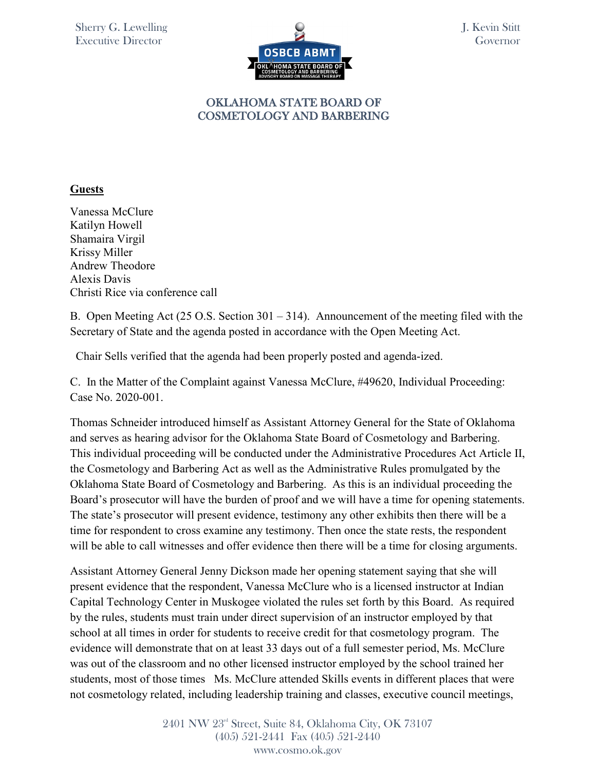**Guests**

Vanessa McClure
Katilyn Howell
Shamaira Virgil
Krissy Miller
Andrew Theodore
Alexis Davis
Christi Rice via conference call

B. Open Meeting Act (25 O.S. Section 301 – 314). Announcement of the meeting filed with the Secretary of State and the agenda posted in accordance with the Open Meeting Act.

Chair Sells verified that the agenda had been properly posted and agenda-ized.

C. In the Matter of the Complaint against Vanessa McClure, #49620, Individual Proceeding: Case No. 2020-001.

Thomas Schneider introduced himself as Assistant Attorney General for the State of Oklahoma and serves as hearing advisor for the Oklahoma State Board of Cosmetology and Barbering. This individual proceeding will be conducted under the Administrative Procedures Act Article II, the Cosmetology and Barbering Act as well as the Administrative Rules promulgated by the Oklahoma State Board of Cosmetology and Barbering. As this is an individual proceeding the Board's prosecutor will have the burden of proof and we will have a time for opening statements. The state's prosecutor will present evidence, testimony any other exhibits then there will be a time for respondent to cross examine any testimony. Then once the state rests, the respondent will be able to call witnesses and offer evidence then there will be a time for closing arguments.

Assistant Attorney General Jenny Dickson made her opening statement saying that she will present evidence that the respondent, Vanessa McClure who is a licensed instructor at Indian Capital Technology Center in Muskogee violated the rules set forth by this Board. As required by the rules, students must train under direct supervision of an instructor employed by that school at all times in order for students to receive credit for that cosmetology program. The evidence will demonstrate that on at least 33 days out of a full semester period, Ms. McClure was out of the classroom and no other licensed instructor employed by the school trained her students, most of those times Ms. McClure attended Skills events in different places that were not cosmetology related, including leadership training and classes, executive council meetings,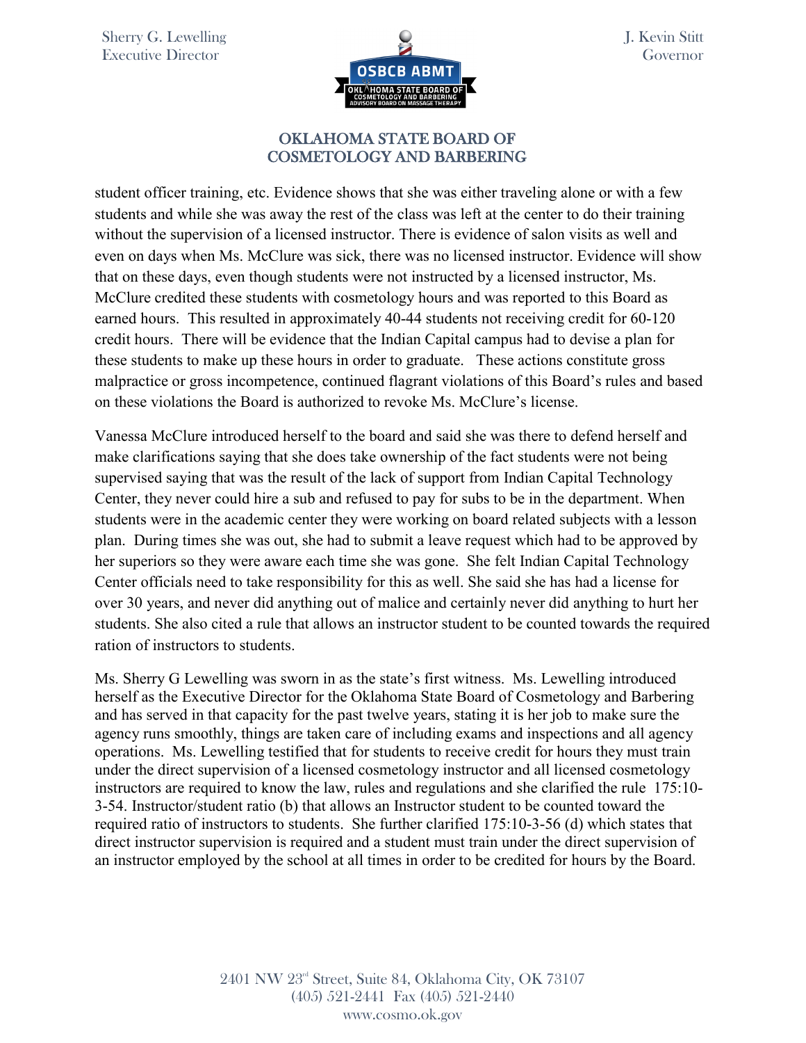student officer training, etc. Evidence shows that she was either traveling alone or with a few students and while she was away the rest of the class was left at the center to do their training without the supervision of a licensed instructor. There is evidence of salon visits as well and even on days when Ms. McClure was sick, there was no licensed instructor. Evidence will show that on these days, even though students were not instructed by a licensed instructor, Ms. McClure credited these students with cosmetology hours and was reported to this Board as earned hours. This resulted in approximately 40-44 students not receiving credit for 60-120 credit hours. There will be evidence that the Indian Capital campus had to devise a plan for these students to make up these hours in order to graduate. These actions constitute gross malpractice or gross incompetence, continued flagrant violations of this Board's rules and based on these violations the Board is authorized to revoke Ms. McClure's license.

Vanessa McClure introduced herself to the board and said she was there to defend herself and make clarifications saying that she does take ownership of the fact students were not being supervised saying that was the result of the lack of support from Indian Capital Technology Center, they never could hire a sub and refused to pay for subs to be in the department. When students were in the academic center they were working on board related subjects with a lesson plan. During times she was out, she had to submit a leave request which had to be approved by her superiors so they were aware each time she was gone. She felt Indian Capital Technology Center officials need to take responsibility for this as well. She said she has had a license for over 30 years, and never did anything out of malice and certainly never did anything to hurt her students. She also cited a rule that allows an instructor student to be counted towards the required ration of instructors to students.

Ms. Sherry G Lewelling was sworn in as the state's first witness. Ms. Lewelling introduced herself as the Executive Director for the Oklahoma State Board of Cosmetology and Barbering and has served in that capacity for the past twelve years, stating it is her job to make sure the agency runs smoothly, things are taken care of including exams and inspections and all agency operations. Ms. Lewelling testified that for students to receive credit for hours they must train under the direct supervision of a licensed cosmetology instructor and all licensed cosmetology instructors are required to know the law, rules and regulations and she clarified the rule 175:10-3-54. Instructor/student ratio (b) that allows an Instructor student to be counted toward the required ratio of instructors to students. She further clarified 175:10-3-56 (d) which states that direct instructor supervision is required and a student must train under the direct supervision of an instructor employed by the school at all times in order to be credited for hours by the Board.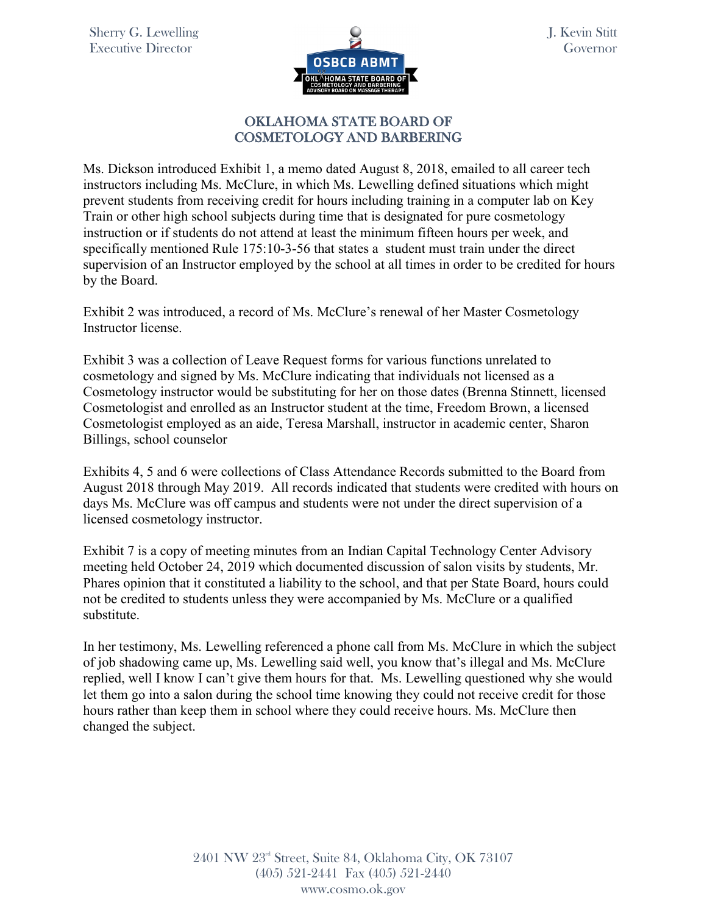## OKLAHOMA STATE BOARD OF COSMETOLOGY AND BARBERING

Ms. Dickson introduced Exhibit 1, a memo dated August 8, 2018, emailed to all career tech instructors including Ms. McClure, in which Ms. Lewelling defined situations which might prevent students from receiving credit for hours including training in a computer lab on Key Train or other high school subjects during time that is designated for pure cosmetology instruction or if students do not attend at least the minimum fifteen hours per week, and specifically mentioned Rule 175:10-3-56 that states a student must train under the direct supervision of an Instructor employed by the school at all times in order to be credited for hours by the Board.

Exhibit 2 was introduced, a record of Ms. McClure's renewal of her Master Cosmetology Instructor license.

Exhibit 3 was a collection of Leave Request forms for various functions unrelated to cosmetology and signed by Ms. McClure indicating that individuals not licensed as a Cosmetology instructor would be substituting for her on those dates (Brenna Stinnett, licensed Cosmetologist and enrolled as an Instructor student at the time, Freedom Brown, a licensed Cosmetologist employed as an aide, Teresa Marshall, instructor in academic center, Sharon Billings, school counselor

Exhibits 4, 5 and 6 were collections of Class Attendance Records submitted to the Board from August 2018 through May 2019. All records indicated that students were credited with hours on days Ms. McClure was off campus and students were not under the direct supervision of a licensed cosmetology instructor.

Exhibit 7 is a copy of meeting minutes from an Indian Capital Technology Center Advisory meeting held October 24, 2019 which documented discussion of salon visits by students, Mr. Phares opinion that it constituted a liability to the school, and that per State Board, hours could not be credited to students unless they were accompanied by Ms. McClure or a qualified substitute.

In her testimony, Ms. Lewelling referenced a phone call from Ms. McClure in which the subject of job shadowing came up, Ms. Lewelling said well, you know that's illegal and Ms. McClure replied, well I know I can't give them hours for that. Ms. Lewelling questioned why she would let them go into a salon during the school time knowing they could not receive credit for those hours rather than keep them in school where they could receive hours. Ms. McClure then changed the subject.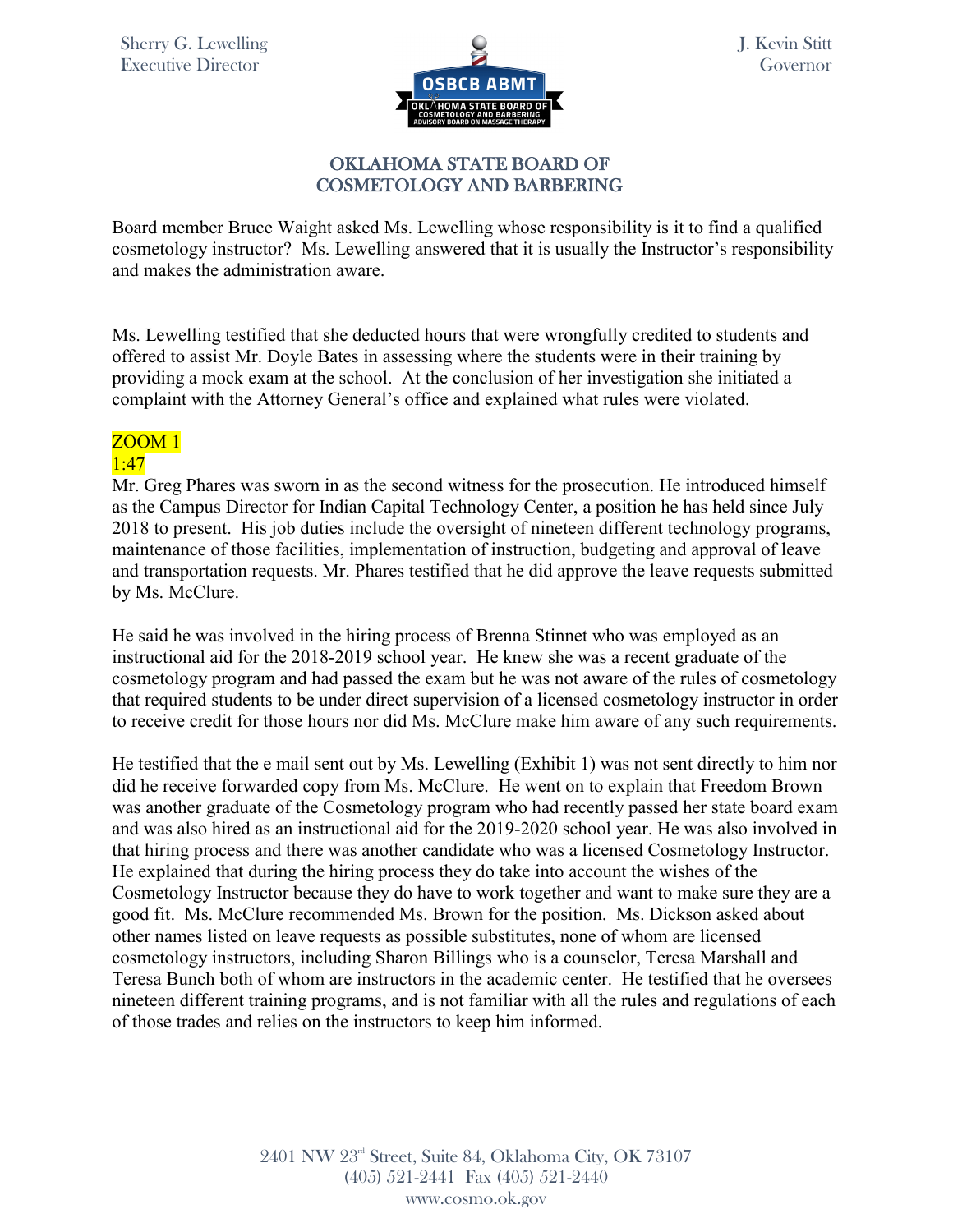Board member Bruce Waight asked Ms. Lewelling whose responsibility is it to find a qualified cosmetology instructor? Ms. Lewelling answered that it is usually the Instructor's responsibility and makes the administration aware.

Ms. Lewelling testified that she deducted hours that were wrongfully credited to students and offered to assist Mr. Doyle Bates in assessing where the students were in their training by providing a mock exam at the school. At the conclusion of her investigation she initiated a complaint with the Attorney General's office and explained what rules were violated.

ZOOM 1
1:47

Mr. Greg Phares was sworn in as the second witness for the prosecution. He introduced himself as the Campus Director for Indian Capital Technology Center, a position he has held since July 2018 to present. His job duties include the oversight of nineteen different technology programs, maintenance of those facilities, implementation of instruction, budgeting and approval of leave and transportation requests. Mr. Phares testified that he did approve the leave requests submitted by Ms. McClure.

He said he was involved in the hiring process of Brenna Stinnet who was employed as an instructional aid for the 2018-2019 school year. He knew she was a recent graduate of the cosmetology program and had passed the exam but he was not aware of the rules of cosmetology that required students to be under direct supervision of a licensed cosmetology instructor in order to receive credit for those hours nor did Ms. McClure make him aware of any such requirements.

He testified that the e mail sent out by Ms. Lewelling (Exhibit 1) was not sent directly to him nor did he receive forwarded copy from Ms. McClure. He went on to explain that Freedom Brown was another graduate of the Cosmetology program who had recently passed her state board exam and was also hired as an instructional aid for the 2019-2020 school year. He was also involved in that hiring process and there was another candidate who was a licensed Cosmetology Instructor. He explained that during the hiring process they do take into account the wishes of the Cosmetology Instructor because they do have to work together and want to make sure they are a good fit. Ms. McClure recommended Ms. Brown for the position. Ms. Dickson asked about other names listed on leave requests as possible substitutes, none of whom are licensed cosmetology instructors, including Sharon Billings who is a counselor, Teresa Marshall and Teresa Bunch both of whom are instructors in the academic center. He testified that he oversees nineteen different training programs, and is not familiar with all the rules and regulations of each of those trades and relies on the instructors to keep him informed.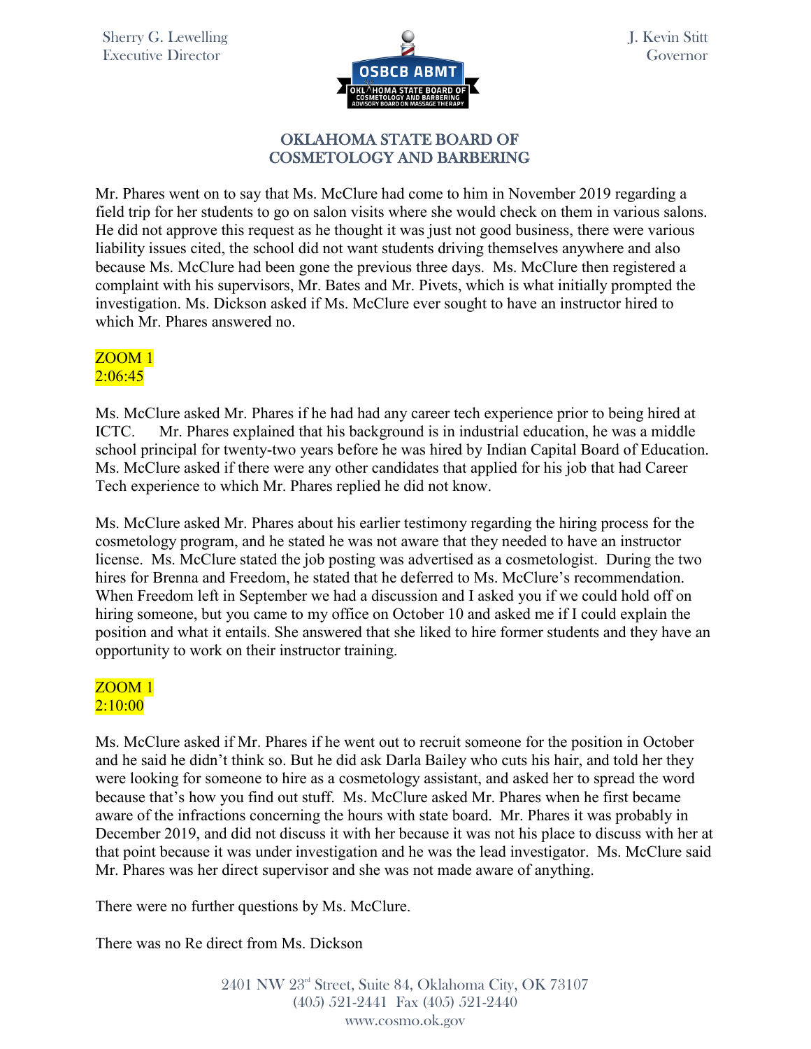Mr. Phares went on to say that Ms. McClure had come to him in November 2019 regarding a field trip for her students to go on salon visits where she would check on them in various salons. He did not approve this request as he thought it was just not good business, there were various liability issues cited, the school did not want students driving themselves anywhere and also because Ms. McClure had been gone the previous three days. Ms. McClure then registered a complaint with his supervisors, Mr. Bates and Mr. Pivets, which is what initially prompted the investigation. Ms. Dickson asked if Ms. McClure ever sought to have an instructor hired to which Mr. Phares answered no.

ZOOM 1
2:06:45

Ms. McClure asked Mr. Phares if he had had any career tech experience prior to being hired at ICTC. Mr. Phares explained that his background is in industrial education, he was a middle school principal for twenty-two years before he was hired by Indian Capital Board of Education. Ms. McClure asked if there were any other candidates that applied for his job that had Career Tech experience to which Mr. Phares replied he did not know.

Ms. McClure asked Mr. Phares about his earlier testimony regarding the hiring process for the cosmetology program, and he stated he was not aware that they needed to have an instructor license. Ms. McClure stated the job posting was advertised as a cosmetologist. During the two hires for Brenna and Freedom, he stated that he deferred to Ms. McClure's recommendation. When Freedom left in September we had a discussion and I asked you if we could hold off on hiring someone, but you came to my office on October 10 and asked me if I could explain the position and what it entails. She answered that she liked to hire former students and they have an opportunity to work on their instructor training.

ZOOM 1
2:10:00

Ms. McClure asked if Mr. Phares if he went out to recruit someone for the position in October and he said he didn't think so. But he did ask Darla Bailey who cuts his hair, and told her they were looking for someone to hire as a cosmetology assistant, and asked her to spread the word because that's how you find out stuff. Ms. McClure asked Mr. Phares when he first became aware of the infractions concerning the hours with state board. Mr. Phares it was probably in December 2019, and did not discuss it with her because it was not his place to discuss with her at that point because it was under investigation and he was the lead investigator. Ms. McClure said Mr. Phares was her direct supervisor and she was not made aware of anything.

There were no further questions by Ms. McClure.

There was no Re direct from Ms. Dickson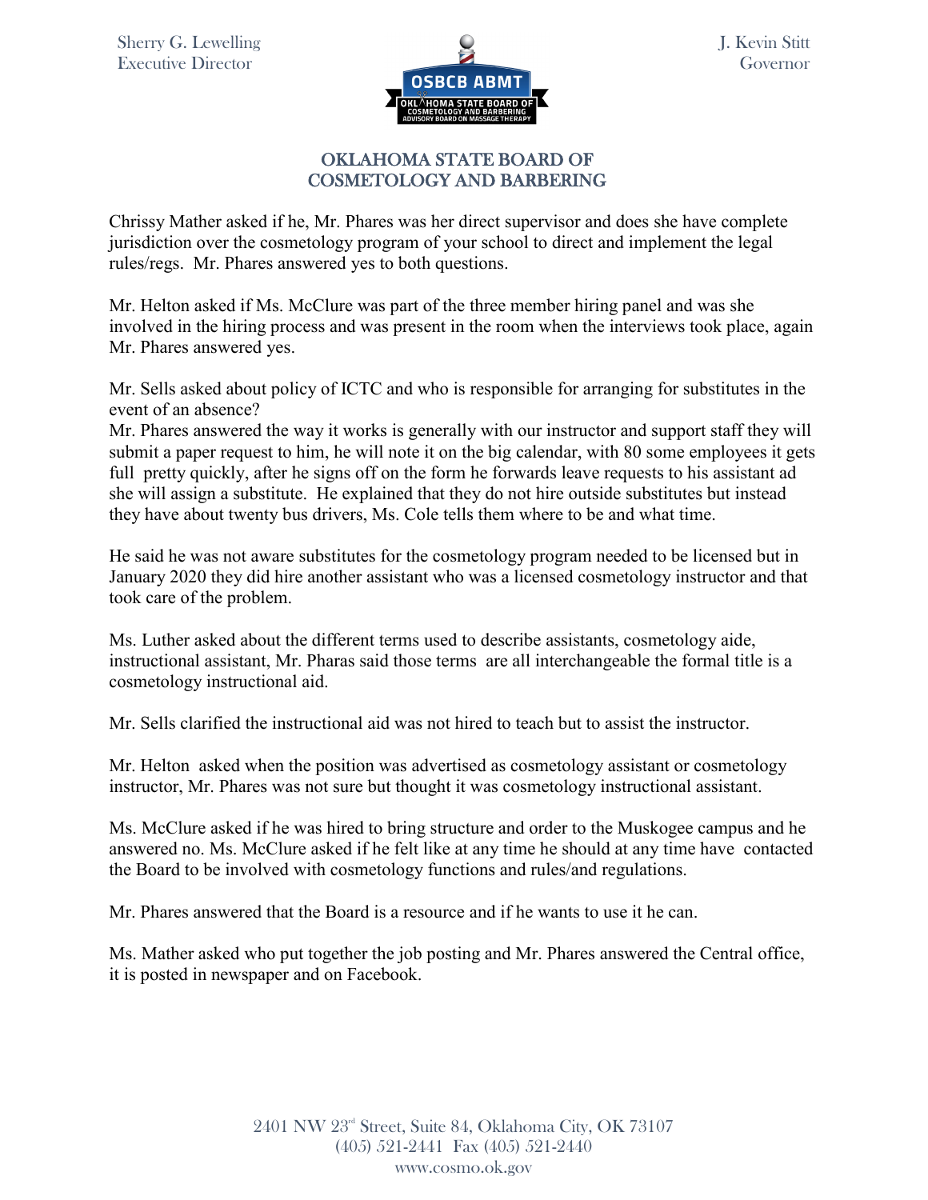Chrissy Mather asked if he, Mr. Phares was her direct supervisor and does she have complete jurisdiction over the cosmetology program of your school to direct and implement the legal rules/regs. Mr. Phares answered yes to both questions.

Mr. Helton asked if Ms. McClure was part of the three member hiring panel and was she involved in the hiring process and was present in the room when the interviews took place, again Mr. Phares answered yes.

Mr. Sells asked about policy of ICTC and who is responsible for arranging for substitutes in the event of an absence?
Mr. Phares answered the way it works is generally with our instructor and support staff they will submit a paper request to him, he will note it on the big calendar, with 80 some employees it gets full pretty quickly, after he signs off on the form he forwards leave requests to his assistant ad she will assign a substitute. He explained that they do not hire outside substitutes but instead they have about twenty bus drivers, Ms. Cole tells them where to be and what time.

He said he was not aware substitutes for the cosmetology program needed to be licensed but in January 2020 they did hire another assistant who was a licensed cosmetology instructor and that took care of the problem.

Ms. Luther asked about the different terms used to describe assistants, cosmetology aide, instructional assistant, Mr. Pharas said those terms are all interchangeable the formal title is a cosmetology instructional aid.

Mr. Sells clarified the instructional aid was not hired to teach but to assist the instructor.

Mr. Helton asked when the position was advertised as cosmetology assistant or cosmetology instructor, Mr. Phares was not sure but thought it was cosmetology instructional assistant.

Ms. McClure asked if he was hired to bring structure and order to the Muskogee campus and he answered no. Ms. McClure asked if he felt like at any time he should at any time have contacted the Board to be involved with cosmetology functions and rules/and regulations.

Mr. Phares answered that the Board is a resource and if he wants to use it he can.

Ms. Mather asked who put together the job posting and Mr. Phares answered the Central office, it is posted in newspaper and on Facebook.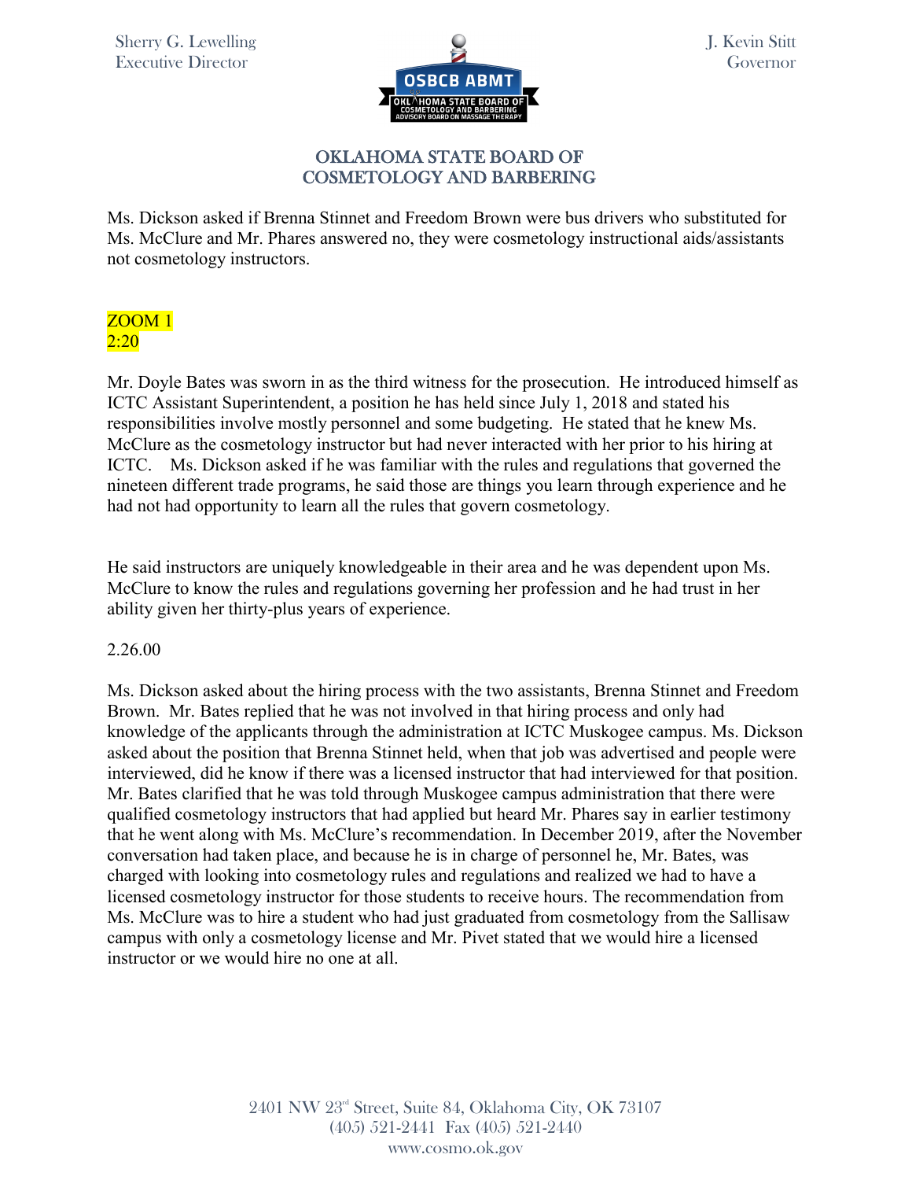Ms. Dickson asked if Brenna Stinnet and Freedom Brown were bus drivers who substituted for Ms. McClure and Mr. Phares answered no, they were cosmetology instructional aids/assistants not cosmetology instructors.

ZOOM 1
2:20

Mr. Doyle Bates was sworn in as the third witness for the prosecution. He introduced himself as ICTC Assistant Superintendent, a position he has held since July 1, 2018 and stated his responsibilities involve mostly personnel and some budgeting. He stated that he knew Ms. McClure as the cosmetology instructor but had never interacted with her prior to his hiring at ICTC. Ms. Dickson asked if he was familiar with the rules and regulations that governed the nineteen different trade programs, he said those are things you learn through experience and he had not had opportunity to learn all the rules that govern cosmetology.

He said instructors are uniquely knowledgeable in their area and he was dependent upon Ms. McClure to know the rules and regulations governing her profession and he had trust in her ability given her thirty-plus years of experience.

2.26.00

Ms. Dickson asked about the hiring process with the two assistants, Brenna Stinnet and Freedom Brown. Mr. Bates replied that he was not involved in that hiring process and only had knowledge of the applicants through the administration at ICTC Muskogee campus. Ms. Dickson asked about the position that Brenna Stinnet held, when that job was advertised and people were interviewed, did he know if there was a licensed instructor that had interviewed for that position. Mr. Bates clarified that he was told through Muskogee campus administration that there were qualified cosmetology instructors that had applied but heard Mr. Phares say in earlier testimony that he went along with Ms. McClure's recommendation. In December 2019, after the November conversation had taken place, and because he is in charge of personnel he, Mr. Bates, was charged with looking into cosmetology rules and regulations and realized we had to have a licensed cosmetology instructor for those students to receive hours. The recommendation from Ms. McClure was to hire a student who had just graduated from cosmetology from the Sallisaw campus with only a cosmetology license and Mr. Pivet stated that we would hire a licensed instructor or we would hire no one at all.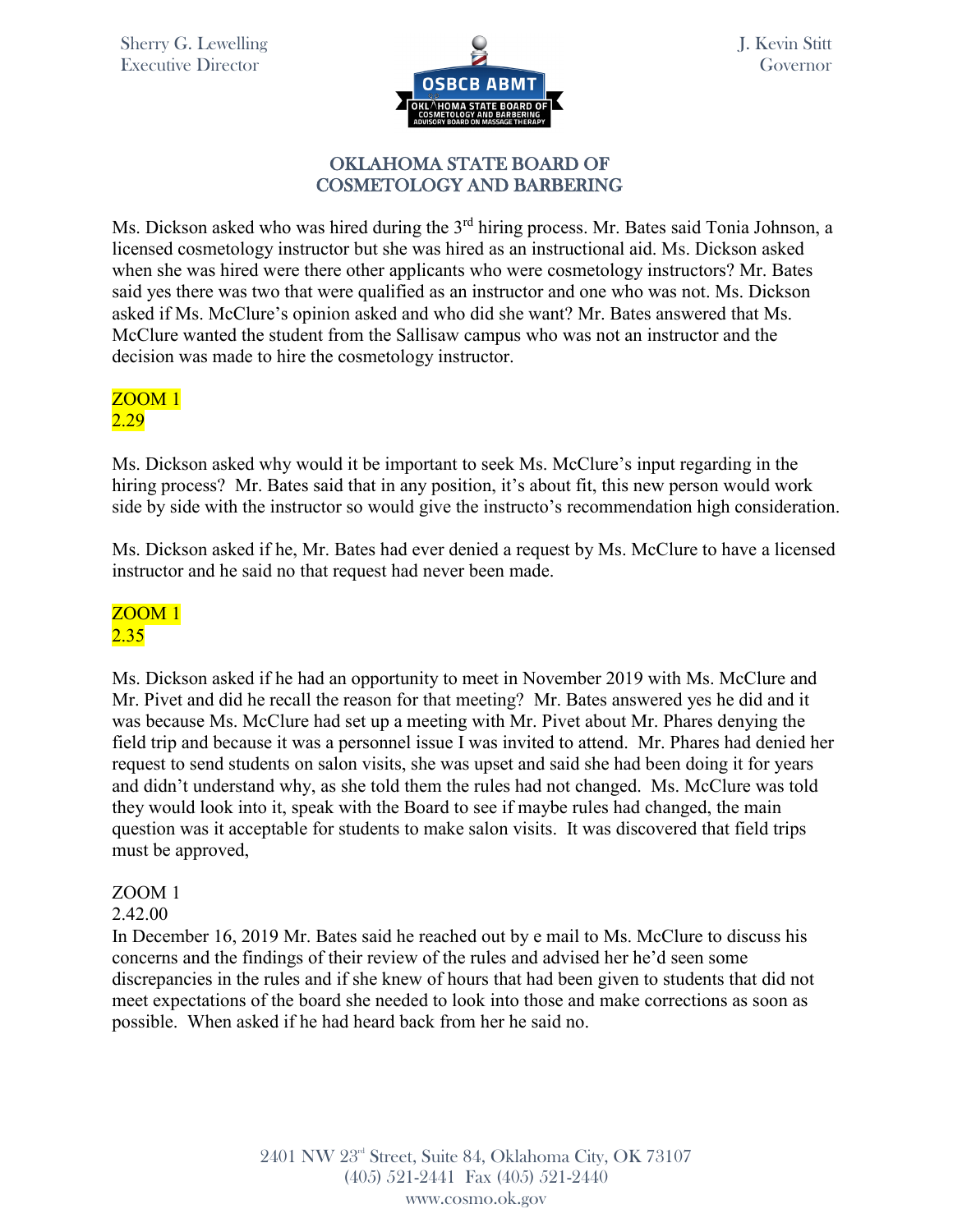Ms. Dickson asked who was hired during the 3rd hiring process. Mr. Bates said Tonia Johnson, a licensed cosmetology instructor but she was hired as an instructional aid. Ms. Dickson asked when she was hired were there other applicants who were cosmetology instructors? Mr. Bates said yes there was two that were qualified as an instructor and one who was not. Ms. Dickson asked if Ms. McClure's opinion asked and who did she want? Mr. Bates answered that Ms. McClure wanted the student from the Sallisaw campus who was not an instructor and the decision was made to hire the cosmetology instructor.

ZOOM 1
2.29

Ms. Dickson asked why would it be important to seek Ms. McClure's input regarding in the hiring process? Mr. Bates said that in any position, it's about fit, this new person would work side by side with the instructor so would give the instructo's recommendation high consideration.

Ms. Dickson asked if he, Mr. Bates had ever denied a request by Ms. McClure to have a licensed instructor and he said no that request had never been made.

ZOOM 1
2.35

Ms. Dickson asked if he had an opportunity to meet in November 2019 with Ms. McClure and Mr. Pivet and did he recall the reason for that meeting? Mr. Bates answered yes he did and it was because Ms. McClure had set up a meeting with Mr. Pivet about Mr. Phares denying the field trip and because it was a personnel issue I was invited to attend. Mr. Phares had denied her request to send students on salon visits, she was upset and said she had been doing it for years and didn't understand why, as she told them the rules had not changed. Ms. McClure was told they would look into it, speak with the Board to see if maybe rules had changed, the main question was it acceptable for students to make salon visits. It was discovered that field trips must be approved,

ZOOM 1
2.42.00
In December 16, 2019 Mr. Bates said he reached out by e mail to Ms. McClure to discuss his concerns and the findings of their review of the rules and advised her he'd seen some discrepancies in the rules and if she knew of hours that had been given to students that did not meet expectations of the board she needed to look into those and make corrections as soon as possible. When asked if he had heard back from her he said no.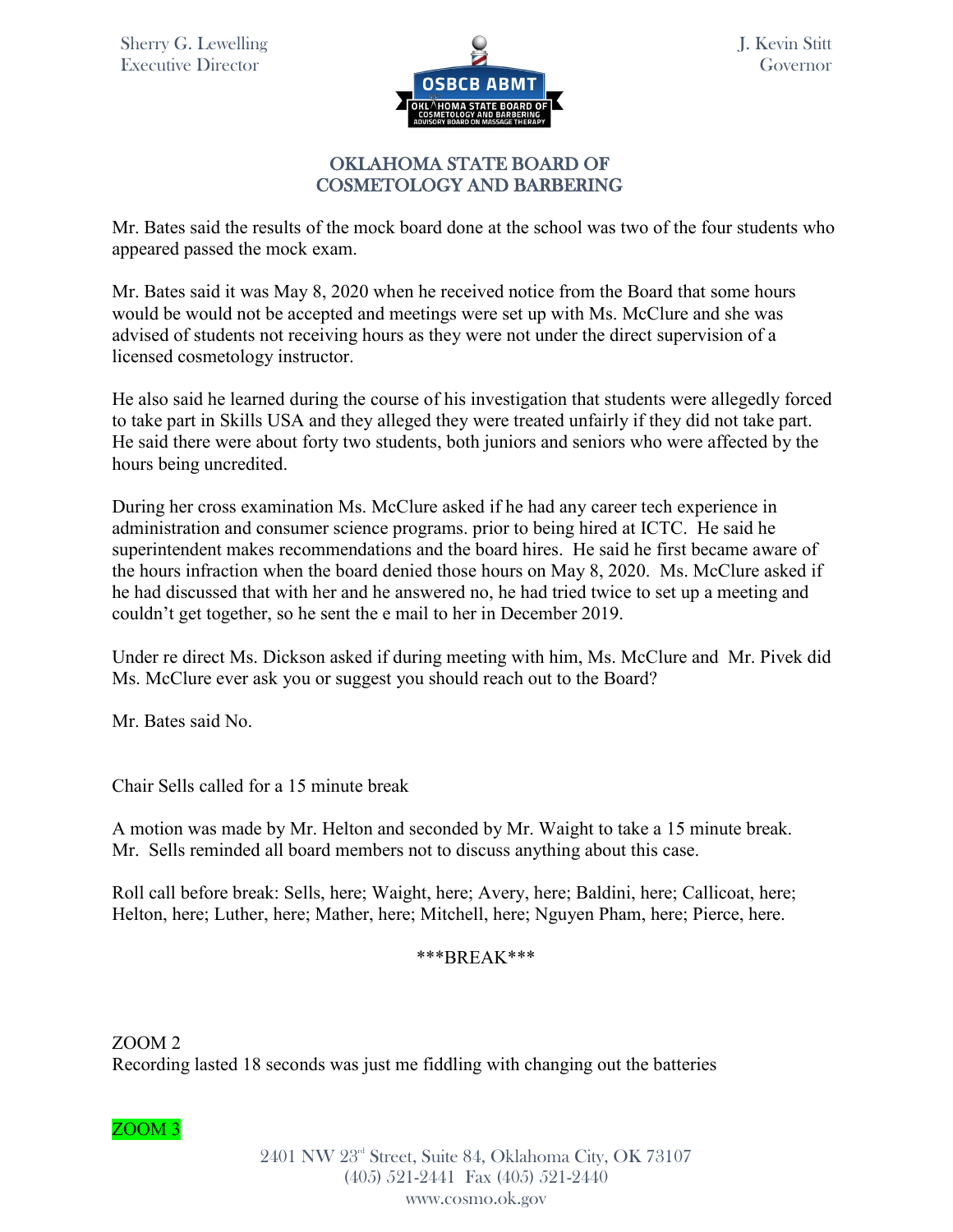Mr. Bates said the results of the mock board done at the school was two of the four students who appeared passed the mock exam.

Mr. Bates said it was May 8, 2020 when he received notice from the Board that some hours would be would not be accepted and meetings were set up with Ms. McClure and she was advised of students not receiving hours as they were not under the direct supervision of a licensed cosmetology instructor.

He also said he learned during the course of his investigation that students were allegedly forced to take part in Skills USA and they alleged they were treated unfairly if they did not take part. He said there were about forty two students, both juniors and seniors who were affected by the hours being uncredited.

During her cross examination Ms. McClure asked if he had any career tech experience in administration and consumer science programs. prior to being hired at ICTC. He said he superintendent makes recommendations and the board hires. He said he first became aware of the hours infraction when the board denied those hours on May 8, 2020. Ms. McClure asked if he had discussed that with her and he answered no, he had tried twice to set up a meeting and couldn't get together, so he sent the e mail to her in December 2019.

Under re direct Ms. Dickson asked if during meeting with him, Ms. McClure and Mr. Pivek did Ms. McClure ever ask you or suggest you should reach out to the Board?

Mr. Bates said No.

Chair Sells called for a 15 minute break

A motion was made by Mr. Helton and seconded by Mr. Waight to take a 15 minute break. Mr. Sells reminded all board members not to discuss anything about this case.

Roll call before break: Sells, here; Waight, here; Avery, here; Baldini, here; Callicoat, here; Helton, here; Luther, here; Mather, here; Mitchell, here; Nguyen Pham, here; Pierce, here.

***BREAK***

ZOOM 2
Recording lasted 18 seconds was just me fiddling with changing out the batteries

ZOOM 3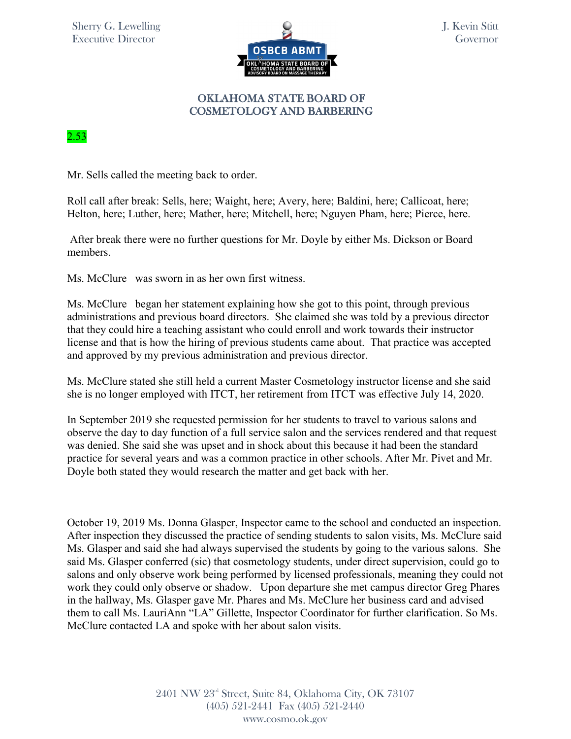2.53

Mr. Sells called the meeting back to order.

Roll call after break: Sells, here; Waight, here; Avery, here; Baldini, here; Callicoat, here; Helton, here; Luther, here; Mather, here; Mitchell, here; Nguyen Pham, here; Pierce, here.

After break there were no further questions for Mr. Doyle by either Ms. Dickson or Board members.

Ms. McClure was sworn in as her own first witness.

Ms. McClure began her statement explaining how she got to this point, through previous administrations and previous board directors. She claimed she was told by a previous director that they could hire a teaching assistant who could enroll and work towards their instructor license and that is how the hiring of previous students came about. That practice was accepted and approved by my previous administration and previous director.

Ms. McClure stated she still held a current Master Cosmetology instructor license and she said she is no longer employed with ITCT, her retirement from ITCT was effective July 14, 2020.

In September 2019 she requested permission for her students to travel to various salons and observe the day to day function of a full service salon and the services rendered and that request was denied. She said she was upset and in shock about this because it had been the standard practice for several years and was a common practice in other schools. After Mr. Pivet and Mr. Doyle both stated they would research the matter and get back with her.

October 19, 2019 Ms. Donna Glasper, Inspector came to the school and conducted an inspection. After inspection they discussed the practice of sending students to salon visits, Ms. McClure said Ms. Glasper and said she had always supervised the students by going to the various salons. She said Ms. Glasper conferred (sic) that cosmetology students, under direct supervision, could go to salons and only observe work being performed by licensed professionals, meaning they could not work they could only observe or shadow. Upon departure she met campus director Greg Phares in the hallway, Ms. Glasper gave Mr. Phares and Ms. McClure her business card and advised them to call Ms. LauriAnn "LA" Gillette, Inspector Coordinator for further clarification. So Ms. McClure contacted LA and spoke with her about salon visits.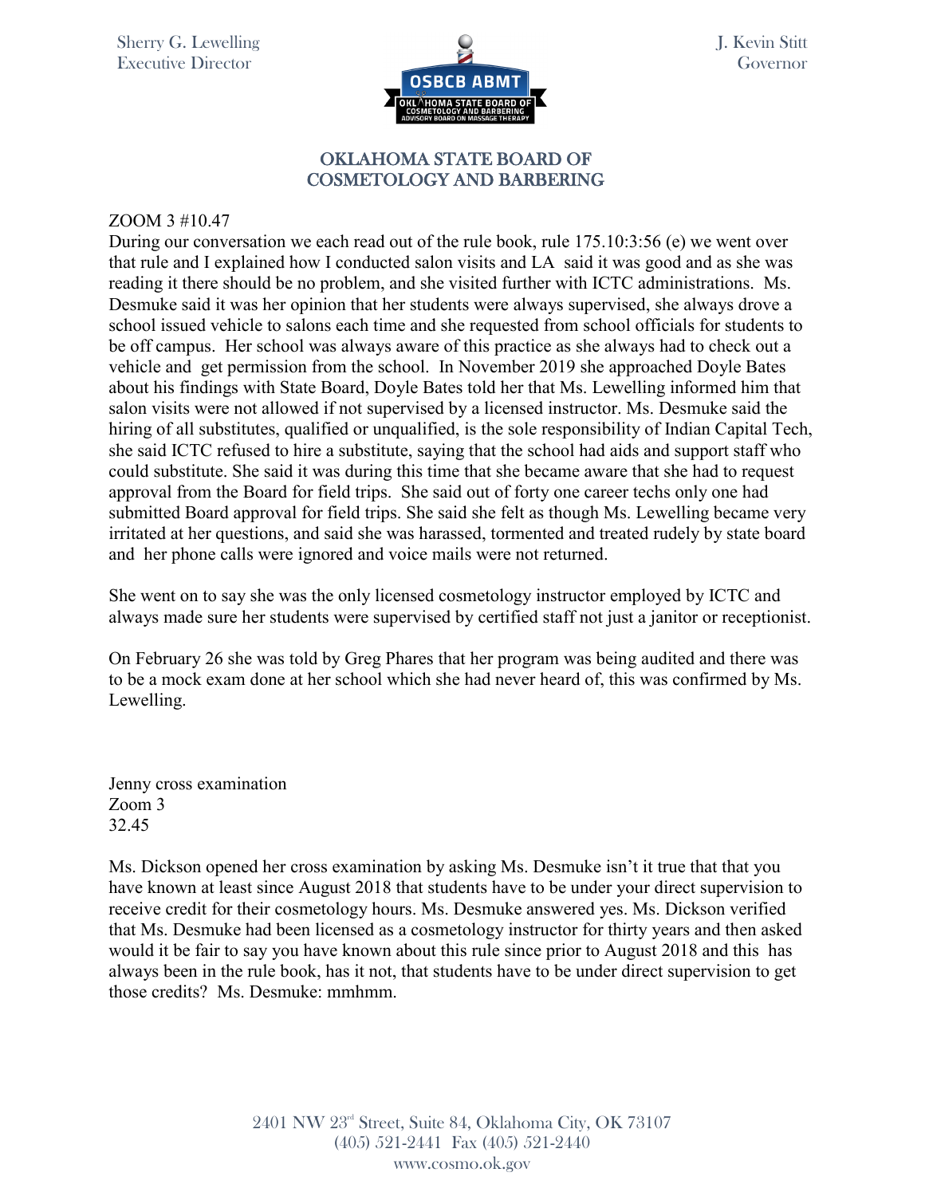ZOOM 3 #10.47

During our conversation we each read out of the rule book, rule 175.10:3:56 (e) we went over that rule and I explained how I conducted salon visits and LA said it was good and as she was reading it there should be no problem, and she visited further with ICTC administrations. Ms. Desmuke said it was her opinion that her students were always supervised, she always drove a school issued vehicle to salons each time and she requested from school officials for students to be off campus. Her school was always aware of this practice as she always had to check out a vehicle and get permission from the school. In November 2019 she approached Doyle Bates about his findings with State Board, Doyle Bates told her that Ms. Lewelling informed him that salon visits were not allowed if not supervised by a licensed instructor. Ms. Desmuke said the hiring of all substitutes, qualified or unqualified, is the sole responsibility of Indian Capital Tech, she said ICTC refused to hire a substitute, saying that the school had aids and support staff who could substitute. She said it was during this time that she became aware that she had to request approval from the Board for field trips. She said out of forty one career techs only one had submitted Board approval for field trips. She said she felt as though Ms. Lewelling became very irritated at her questions, and said she was harassed, tormented and treated rudely by state board and her phone calls were ignored and voice mails were not returned.

She went on to say she was the only licensed cosmetology instructor employed by ICTC and always made sure her students were supervised by certified staff not just a janitor or receptionist.

On February 26 she was told by Greg Phares that her program was being audited and there was to be a mock exam done at her school which she had never heard of, this was confirmed by Ms. Lewelling.

Jenny cross examination
Zoom 3
32.45

Ms. Dickson opened her cross examination by asking Ms. Desmuke isn't it true that that you have known at least since August 2018 that students have to be under your direct supervision to receive credit for their cosmetology hours. Ms. Desmuke answered yes. Ms. Dickson verified that Ms. Desmuke had been licensed as a cosmetology instructor for thirty years and then asked would it be fair to say you have known about this rule since prior to August 2018 and this has always been in the rule book, has it not, that students have to be under direct supervision to get those credits? Ms. Desmuke: mmhmm.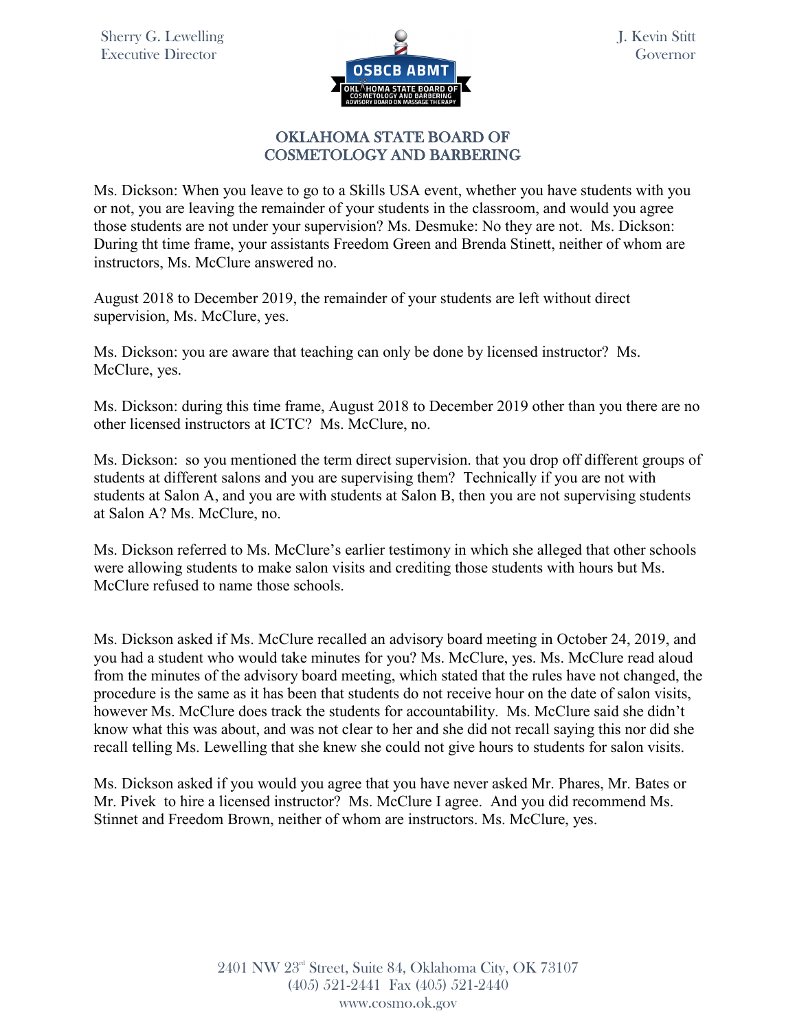# OKLAHOMA STATE BOARD OF COSMETOLOGY AND BARBERING

Ms. Dickson: When you leave to go to a Skills USA event, whether you have students with you or not, you are leaving the remainder of your students in the classroom, and would you agree those students are not under your supervision? Ms. Desmuke: No they are not. Ms. Dickson: During tht time frame, your assistants Freedom Green and Brenda Stinett, neither of whom are instructors, Ms. McClure answered no.

August 2018 to December 2019, the remainder of your students are left without direct supervision, Ms. McClure, yes.

Ms. Dickson: you are aware that teaching can only be done by licensed instructor? Ms. McClure, yes.

Ms. Dickson: during this time frame, August 2018 to December 2019 other than you there are no other licensed instructors at ICTC? Ms. McClure, no.

Ms. Dickson: so you mentioned the term direct supervision. that you drop off different groups of students at different salons and you are supervising them? Technically if you are not with students at Salon A, and you are with students at Salon B, then you are not supervising students at Salon A? Ms. McClure, no.

Ms. Dickson referred to Ms. McClure's earlier testimony in which she alleged that other schools were allowing students to make salon visits and crediting those students with hours but Ms. McClure refused to name those schools.

Ms. Dickson asked if Ms. McClure recalled an advisory board meeting in October 24, 2019, and you had a student who would take minutes for you? Ms. McClure, yes. Ms. McClure read aloud from the minutes of the advisory board meeting, which stated that the rules have not changed, the procedure is the same as it has been that students do not receive hour on the date of salon visits, however Ms. McClure does track the students for accountability. Ms. McClure said she didn't know what this was about, and was not clear to her and she did not recall saying this nor did she recall telling Ms. Lewelling that she knew she could not give hours to students for salon visits.

Ms. Dickson asked if you would you agree that you have never asked Mr. Phares, Mr. Bates or Mr. Pivek to hire a licensed instructor? Ms. McClure I agree. And you did recommend Ms. Stinnet and Freedom Brown, neither of whom are instructors. Ms. McClure, yes.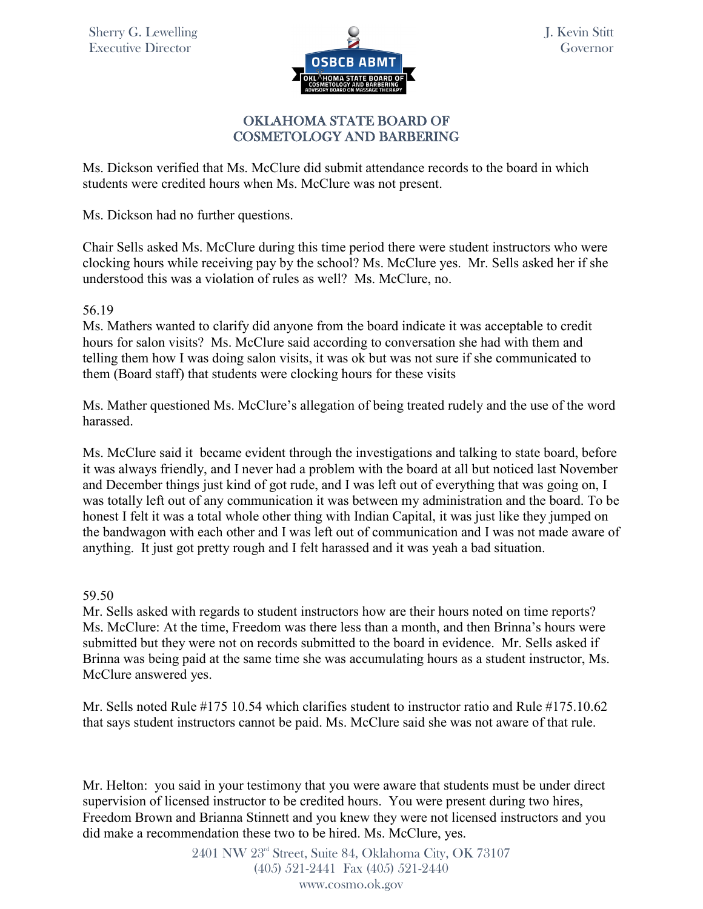Ms. Dickson verified that Ms. McClure did submit attendance records to the board in which students were credited hours when Ms. McClure was not present.

Ms. Dickson had no further questions.

Chair Sells asked Ms. McClure during this time period there were student instructors who were clocking hours while receiving pay by the school? Ms. McClure yes. Mr. Sells asked her if she understood this was a violation of rules as well? Ms. McClure, no.

56.19
Ms. Mathers wanted to clarify did anyone from the board indicate it was acceptable to credit hours for salon visits? Ms. McClure said according to conversation she had with them and telling them how I was doing salon visits, it was ok but was not sure if she communicated to them (Board staff) that students were clocking hours for these visits

Ms. Mather questioned Ms. McClure's allegation of being treated rudely and the use of the word harassed.

Ms. McClure said it became evident through the investigations and talking to state board, before it was always friendly, and I never had a problem with the board at all but noticed last November and December things just kind of got rude, and I was left out of everything that was going on, I was totally left out of any communication it was between my administration and the board. To be honest I felt it was a total whole other thing with Indian Capital, it was just like they jumped on the bandwagon with each other and I was left out of communication and I was not made aware of anything. It just got pretty rough and I felt harassed and it was yeah a bad situation.

59.50
Mr. Sells asked with regards to student instructors how are their hours noted on time reports? Ms. McClure: At the time, Freedom was there less than a month, and then Brinna's hours were submitted but they were not on records submitted to the board in evidence. Mr. Sells asked if Brinna was being paid at the same time she was accumulating hours as a student instructor, Ms. McClure answered yes.

Mr. Sells noted Rule #175 10.54 which clarifies student to instructor ratio and Rule #175.10.62 that says student instructors cannot be paid. Ms. McClure said she was not aware of that rule.

Mr. Helton: you said in your testimony that you were aware that students must be under direct supervision of licensed instructor to be credited hours. You were present during two hires, Freedom Brown and Brianna Stinnett and you knew they were not licensed instructors and you did make a recommendation these two to be hired. Ms. McClure, yes.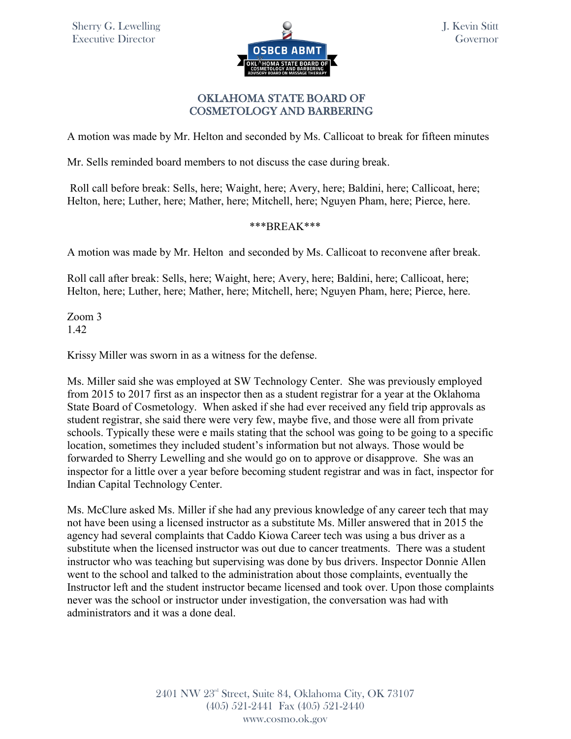A motion was made by Mr. Helton and seconded by Ms. Callicoat to break for fifteen minutes

Mr. Sells reminded board members to not discuss the case during break.

Roll call before break: Sells, here; Waight, here; Avery, here; Baldini, here; Callicoat, here; Helton, here; Luther, here; Mather, here; Mitchell, here; Nguyen Pham, here; Pierce, here.

***BREAK***

A motion was made by Mr. Helton and seconded by Ms. Callicoat to reconvene after break.

Roll call after break: Sells, here; Waight, here; Avery, here; Baldini, here; Callicoat, here; Helton, here; Luther, here; Mather, here; Mitchell, here; Nguyen Pham, here; Pierce, here.

Zoom 3
1.42

Krissy Miller was sworn in as a witness for the defense.

Ms. Miller said she was employed at SW Technology Center. She was previously employed from 2015 to 2017 first as an inspector then as a student registrar for a year at the Oklahoma State Board of Cosmetology. When asked if she had ever received any field trip approvals as student registrar, she said there were very few, maybe five, and those were all from private schools. Typically these were e mails stating that the school was going to be going to a specific location, sometimes they included student's information but not always. Those would be forwarded to Sherry Lewelling and she would go on to approve or disapprove. She was an inspector for a little over a year before becoming student registrar and was in fact, inspector for Indian Capital Technology Center.

Ms. McClure asked Ms. Miller if she had any previous knowledge of any career tech that may not have been using a licensed instructor as a substitute Ms. Miller answered that in 2015 the agency had several complaints that Caddo Kiowa Career tech was using a bus driver as a substitute when the licensed instructor was out due to cancer treatments. There was a student instructor who was teaching but supervising was done by bus drivers. Inspector Donnie Allen went to the school and talked to the administration about those complaints, eventually the Instructor left and the student instructor became licensed and took over. Upon those complaints never was the school or instructor under investigation, the conversation was had with administrators and it was a done deal.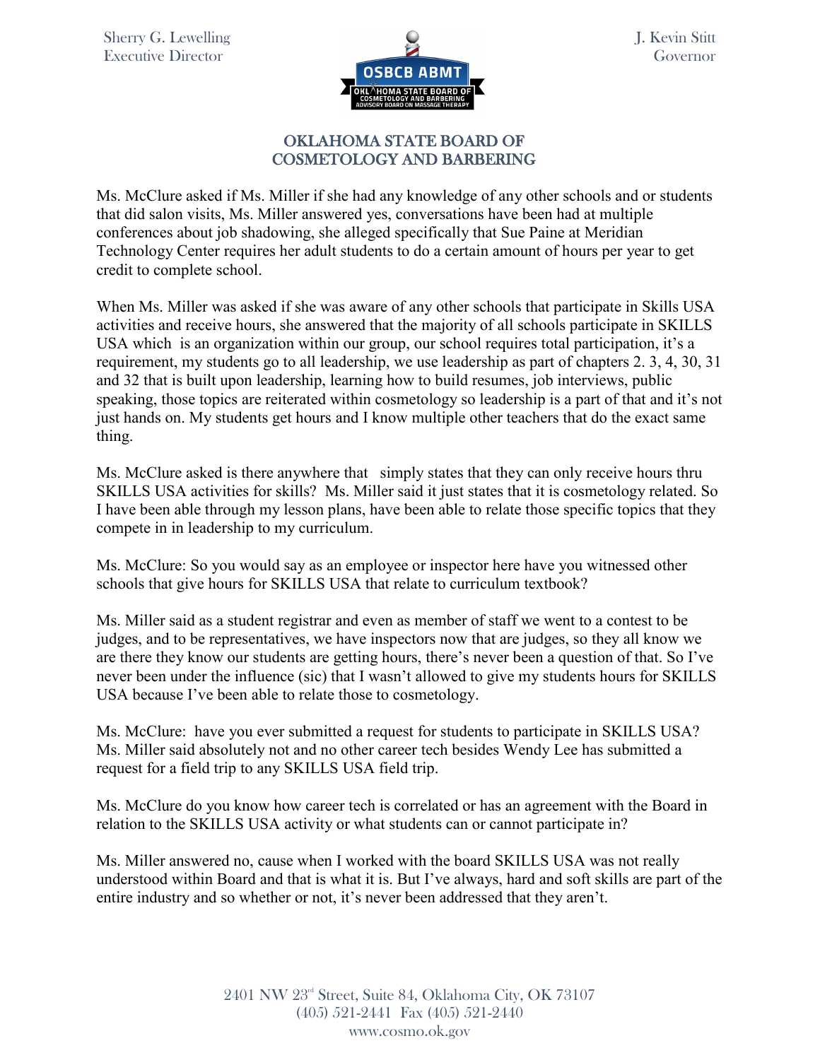Ms. McClure asked if Ms. Miller if she had any knowledge of any other schools and or students that did salon visits, Ms. Miller answered yes, conversations have been had at multiple conferences about job shadowing, she alleged specifically that Sue Paine at Meridian Technology Center requires her adult students to do a certain amount of hours per year to get credit to complete school.

When Ms. Miller was asked if she was aware of any other schools that participate in Skills USA activities and receive hours, she answered that the majority of all schools participate in SKILLS USA which is an organization within our group, our school requires total participation, it's a requirement, my students go to all leadership, we use leadership as part of chapters 2. 3, 4, 30, 31 and 32 that is built upon leadership, learning how to build resumes, job interviews, public speaking, those topics are reiterated within cosmetology so leadership is a part of that and it's not just hands on. My students get hours and I know multiple other teachers that do the exact same thing.

Ms. McClure asked is there anywhere that simply states that they can only receive hours thru SKILLS USA activities for skills? Ms. Miller said it just states that it is cosmetology related. So I have been able through my lesson plans, have been able to relate those specific topics that they compete in in leadership to my curriculum.

Ms. McClure: So you would say as an employee or inspector here have you witnessed other schools that give hours for SKILLS USA that relate to curriculum textbook?

Ms. Miller said as a student registrar and even as member of staff we went to a contest to be judges, and to be representatives, we have inspectors now that are judges, so they all know we are there they know our students are getting hours, there's never been a question of that. So I've never been under the influence (sic) that I wasn't allowed to give my students hours for SKILLS USA because I've been able to relate those to cosmetology.

Ms. McClure: have you ever submitted a request for students to participate in SKILLS USA? Ms. Miller said absolutely not and no other career tech besides Wendy Lee has submitted a request for a field trip to any SKILLS USA field trip.

Ms. McClure do you know how career tech is correlated or has an agreement with the Board in relation to the SKILLS USA activity or what students can or cannot participate in?

Ms. Miller answered no, cause when I worked with the board SKILLS USA was not really understood within Board and that is what it is. But I've always, hard and soft skills are part of the entire industry and so whether or not, it's never been addressed that they aren't.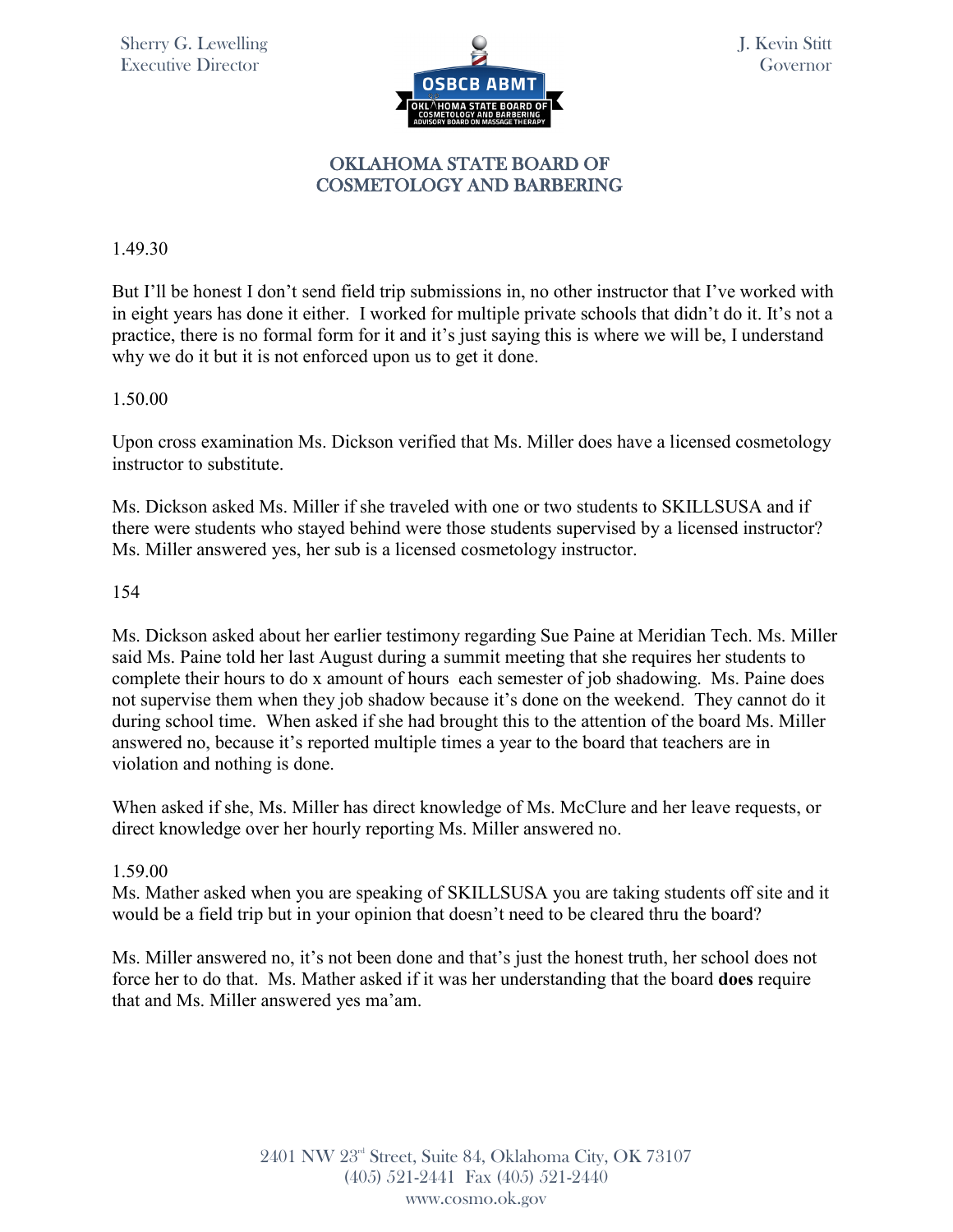1.49.30

But I'll be honest I don't send field trip submissions in, no other instructor that I've worked with in eight years has done it either. I worked for multiple private schools that didn't do it. It's not a practice, there is no formal form for it and it's just saying this is where we will be, I understand why we do it but it is not enforced upon us to get it done.

1.50.00

Upon cross examination Ms. Dickson verified that Ms. Miller does have a licensed cosmetology instructor to substitute.

Ms. Dickson asked Ms. Miller if she traveled with one or two students to SKILLSUSA and if there were students who stayed behind were those students supervised by a licensed instructor? Ms. Miller answered yes, her sub is a licensed cosmetology instructor.

154

Ms. Dickson asked about her earlier testimony regarding Sue Paine at Meridian Tech. Ms. Miller said Ms. Paine told her last August during a summit meeting that she requires her students to complete their hours to do x amount of hours each semester of job shadowing. Ms. Paine does not supervise them when they job shadow because it's done on the weekend. They cannot do it during school time. When asked if she had brought this to the attention of the board Ms. Miller answered no, because it's reported multiple times a year to the board that teachers are in violation and nothing is done.

When asked if she, Ms. Miller has direct knowledge of Ms. McClure and her leave requests, or direct knowledge over her hourly reporting Ms. Miller answered no.

1.59.00

Ms. Mather asked when you are speaking of SKILLSUSA you are taking students off site and it would be a field trip but in your opinion that doesn't need to be cleared thru the board?

Ms. Miller answered no, it's not been done and that's just the honest truth, her school does not force her to do that. Ms. Mather asked if it was her understanding that the board **does** require that and Ms. Miller answered yes ma'am.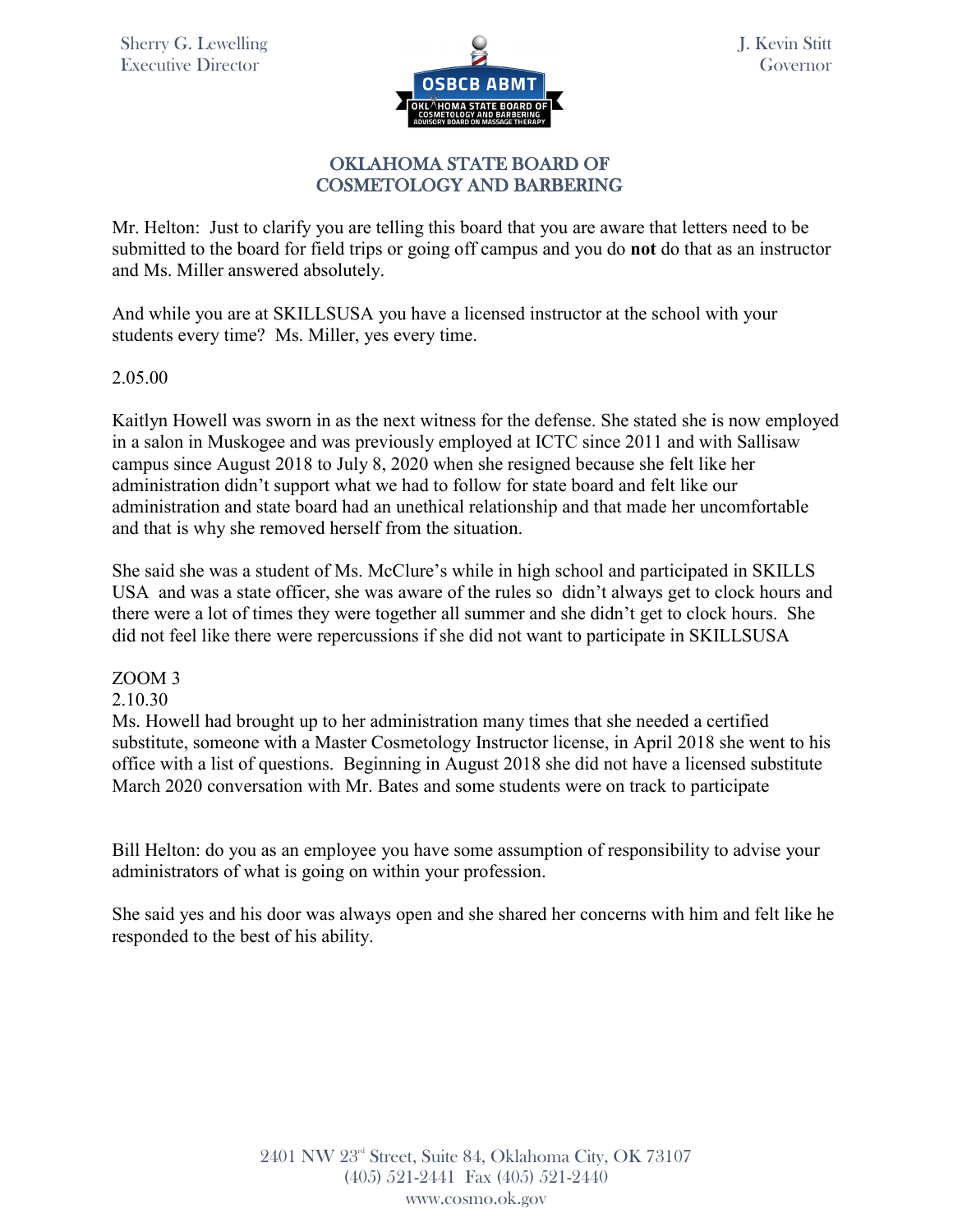Mr. Helton: Just to clarify you are telling this board that you are aware that letters need to be submitted to the board for field trips or going off campus and you do **not** do that as an instructor and Ms. Miller answered absolutely.

And while you are at SKILLSUSA you have a licensed instructor at the school with your students every time? Ms. Miller, yes every time.

2.05.00

Kaitlyn Howell was sworn in as the next witness for the defense. She stated she is now employed in a salon in Muskogee and was previously employed at ICTC since 2011 and with Sallisaw campus since August 2018 to July 8, 2020 when she resigned because she felt like her administration didn't support what we had to follow for state board and felt like our administration and state board had an unethical relationship and that made her uncomfortable and that is why she removed herself from the situation.

She said she was a student of Ms. McClure's while in high school and participated in SKILLS USA and was a state officer, she was aware of the rules so didn't always get to clock hours and there were a lot of times they were together all summer and she didn't get to clock hours. She did not feel like there were repercussions if she did not want to participate in SKILLSUSA

ZOOM 3
2.10.30
Ms. Howell had brought up to her administration many times that she needed a certified substitute, someone with a Master Cosmetology Instructor license, in April 2018 she went to his office with a list of questions. Beginning in August 2018 she did not have a licensed substitute March 2020 conversation with Mr. Bates and some students were on track to participate

Bill Helton: do you as an employee you have some assumption of responsibility to advise your administrators of what is going on within your profession.

She said yes and his door was always open and she shared her concerns with him and felt like he responded to the best of his ability.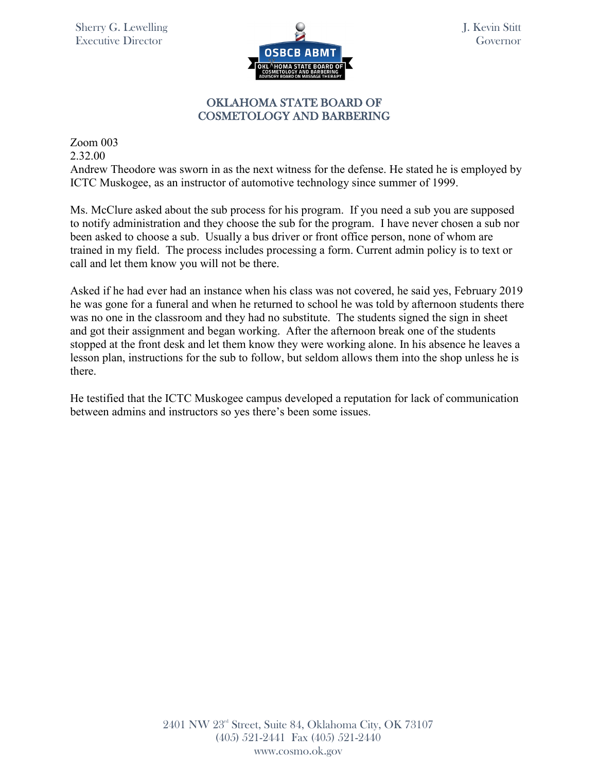Zoom 003
2.32.00
Andrew Theodore was sworn in as the next witness for the defense. He stated he is employed by ICTC Muskogee, as an instructor of automotive technology since summer of 1999.

Ms. McClure asked about the sub process for his program. If you need a sub you are supposed to notify administration and they choose the sub for the program. I have never chosen a sub nor been asked to choose a sub. Usually a bus driver or front office person, none of whom are trained in my field. The process includes processing a form. Current admin policy is to text or call and let them know you will not be there.

Asked if he had ever had an instance when his class was not covered, he said yes, February 2019 he was gone for a funeral and when he returned to school he was told by afternoon students there was no one in the classroom and they had no substitute. The students signed the sign in sheet and got their assignment and began working. After the afternoon break one of the students stopped at the front desk and let them know they were working alone. In his absence he leaves a lesson plan, instructions for the sub to follow, but seldom allows them into the shop unless he is there.

He testified that the ICTC Muskogee campus developed a reputation for lack of communication between admins and instructors so yes there's been some issues.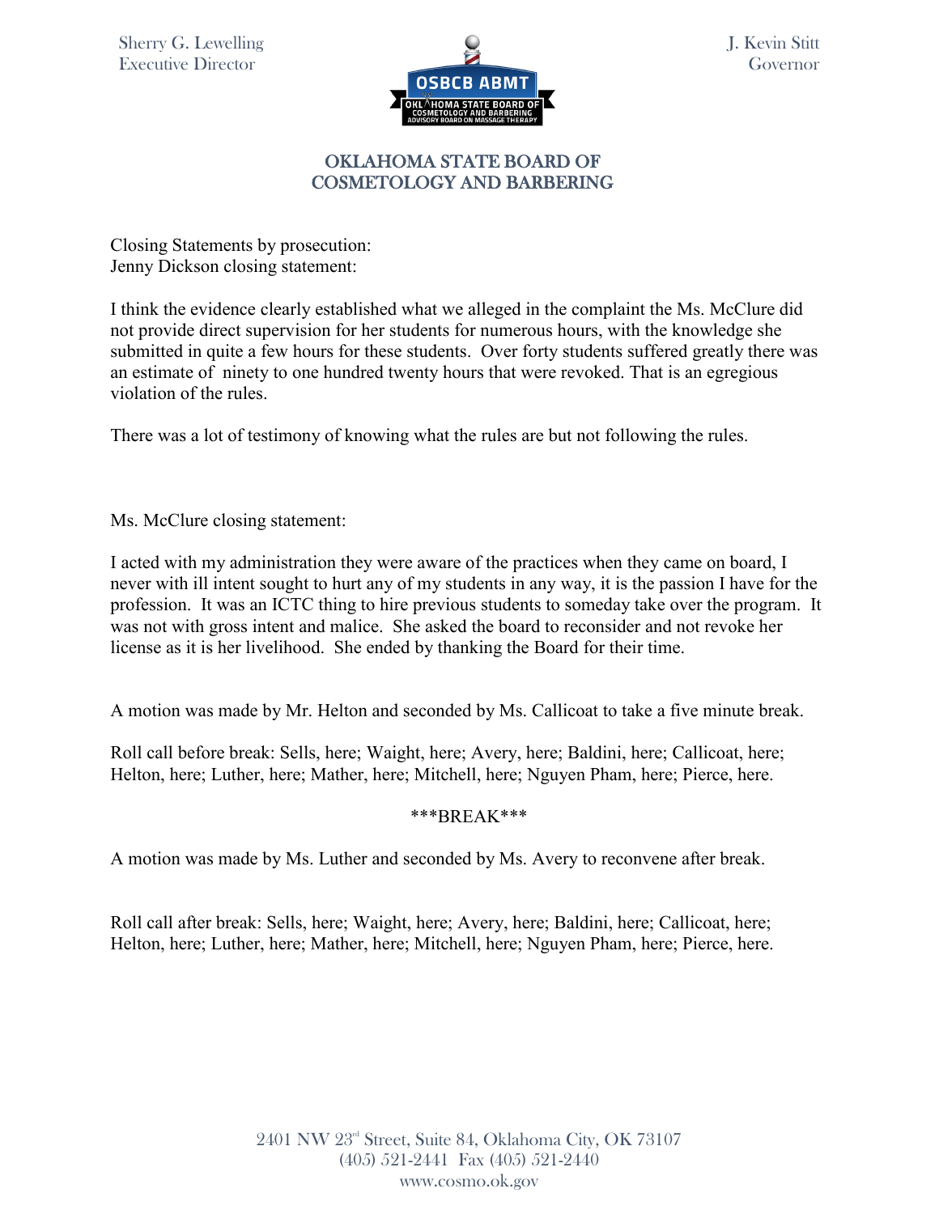Closing Statements by prosecution:
Jenny Dickson closing statement:

I think the evidence clearly established what we alleged in the complaint the Ms. McClure did not provide direct supervision for her students for numerous hours, with the knowledge she submitted in quite a few hours for these students. Over forty students suffered greatly there was an estimate of ninety to one hundred twenty hours that were revoked. That is an egregious violation of the rules.

There was a lot of testimony of knowing what the rules are but not following the rules.

Ms. McClure closing statement:

I acted with my administration they were aware of the practices when they came on board, I never with ill intent sought to hurt any of my students in any way, it is the passion I have for the profession. It was an ICTC thing to hire previous students to someday take over the program. It was not with gross intent and malice. She asked the board to reconsider and not revoke her license as it is her livelihood. She ended by thanking the Board for their time.

A motion was made by Mr. Helton and seconded by Ms. Callicoat to take a five minute break.

Roll call before break: Sells, here; Waight, here; Avery, here; Baldini, here; Callicoat, here; Helton, here; Luther, here; Mather, here; Mitchell, here; Nguyen Pham, here; Pierce, here.

***BREAK***

A motion was made by Ms. Luther and seconded by Ms. Avery to reconvene after break.

Roll call after break: Sells, here; Waight, here; Avery, here; Baldini, here; Callicoat, here; Helton, here; Luther, here; Mather, here; Mitchell, here; Nguyen Pham, here; Pierce, here.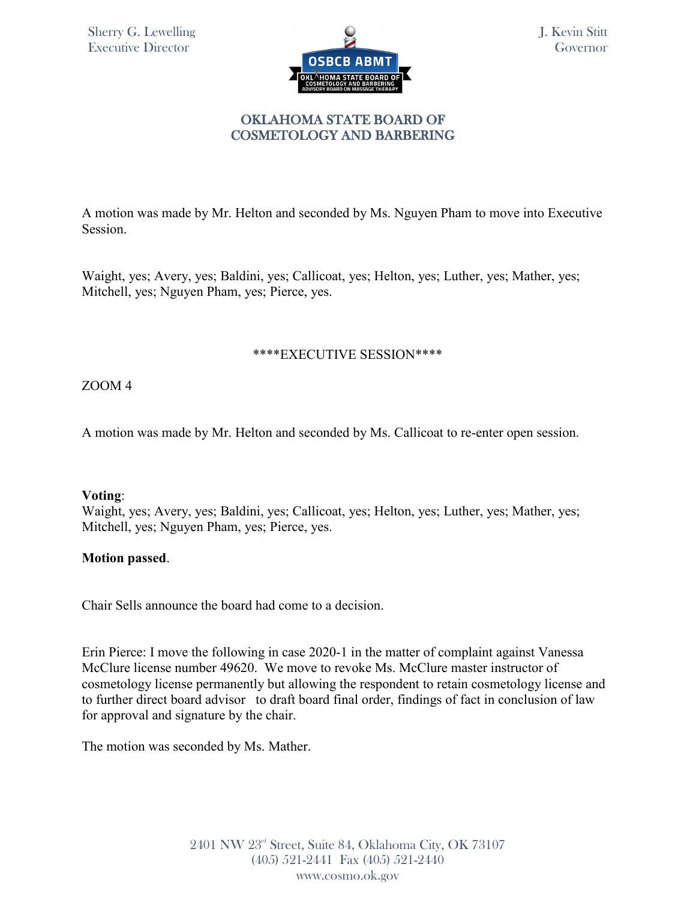A motion was made by Mr. Helton and seconded by Ms. Nguyen Pham to move into Executive Session.

Waight, yes; Avery, yes; Baldini, yes; Callicoat, yes; Helton, yes; Luther, yes; Mather, yes; Mitchell, yes; Nguyen Pham, yes; Pierce, yes.

****EXECUTIVE SESSION****

ZOOM 4

A motion was made by Mr. Helton and seconded by Ms. Callicoat to re-enter open session.

**Voting**:
Waight, yes; Avery, yes; Baldini, yes; Callicoat, yes; Helton, yes; Luther, yes; Mather, yes; Mitchell, yes; Nguyen Pham, yes; Pierce, yes.

**Motion passed**.

Chair Sells announce the board had come to a decision.

Erin Pierce: I move the following in case 2020-1 in the matter of complaint against Vanessa McClure license number 49620. We move to revoke Ms. McClure master instructor of cosmetology license permanently but allowing the respondent to retain cosmetology license and to further direct board advisor to draft board final order, findings of fact in conclusion of law for approval and signature by the chair.

The motion was seconded by Ms. Mather.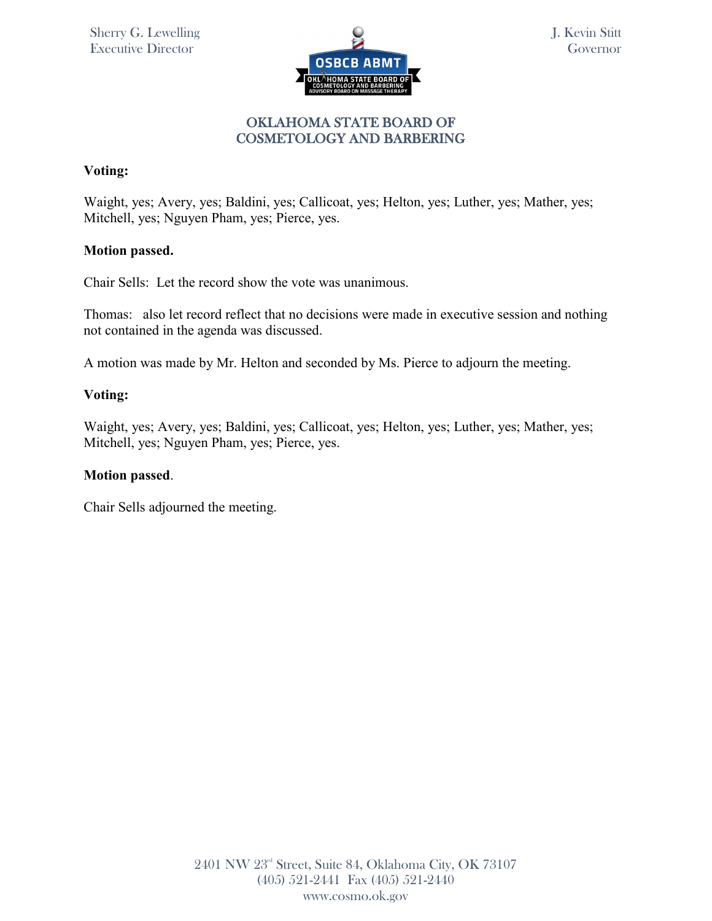**Voting:**

Waight, yes; Avery, yes; Baldini, yes; Callicoat, yes; Helton, yes; Luther, yes; Mather, yes; Mitchell, yes; Nguyen Pham, yes; Pierce, yes.

**Motion passed.**

Chair Sells: Let the record show the vote was unanimous.

Thomas: also let record reflect that no decisions were made in executive session and nothing not contained in the agenda was discussed.

A motion was made by Mr. Helton and seconded by Ms. Pierce to adjourn the meeting.

**Voting:**

Waight, yes; Avery, yes; Baldini, yes; Callicoat, yes; Helton, yes; Luther, yes; Mather, yes; Mitchell, yes; Nguyen Pham, yes; Pierce, yes.

**Motion passed**.

Chair Sells adjourned the meeting.